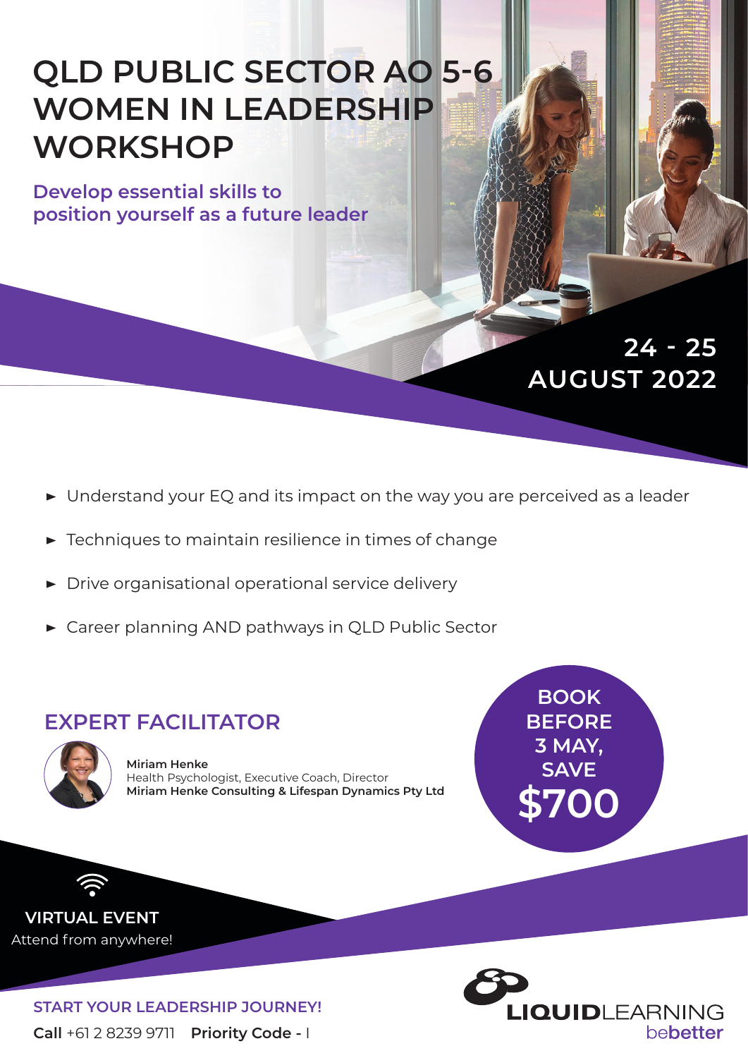# QLD PUBLIC SECTOR AO 5-6 WOMEN IN LEADERSHIP WORKSHOP

**Develop essential skills to position yourself as a future leader**

**24 - 25 AUGUST 2022**

- Understand your EQ and its impact on the way you are perceived as a leader
- Techniques to maintain resilience in times of change
- Drive organisational operational service delivery
- Career planning AND pathways in QLD Public Sector

## EXPERT FACILITATOR

**Miriam Henke**
Health Psychologist, Executive Coach, Director
**Miriam Henke Consulting & Lifespan Dynamics Pty Ltd**

**BOOK BEFORE 3 MAY, SAVE $700**

**VIRTUAL EVENT**
Attend from anywhere!

**START YOUR LEADERSHIP JOURNEY!**

**Call** +61 2 8239 9711 **Priority Code -** I

LIQUIDLEARNING bebetter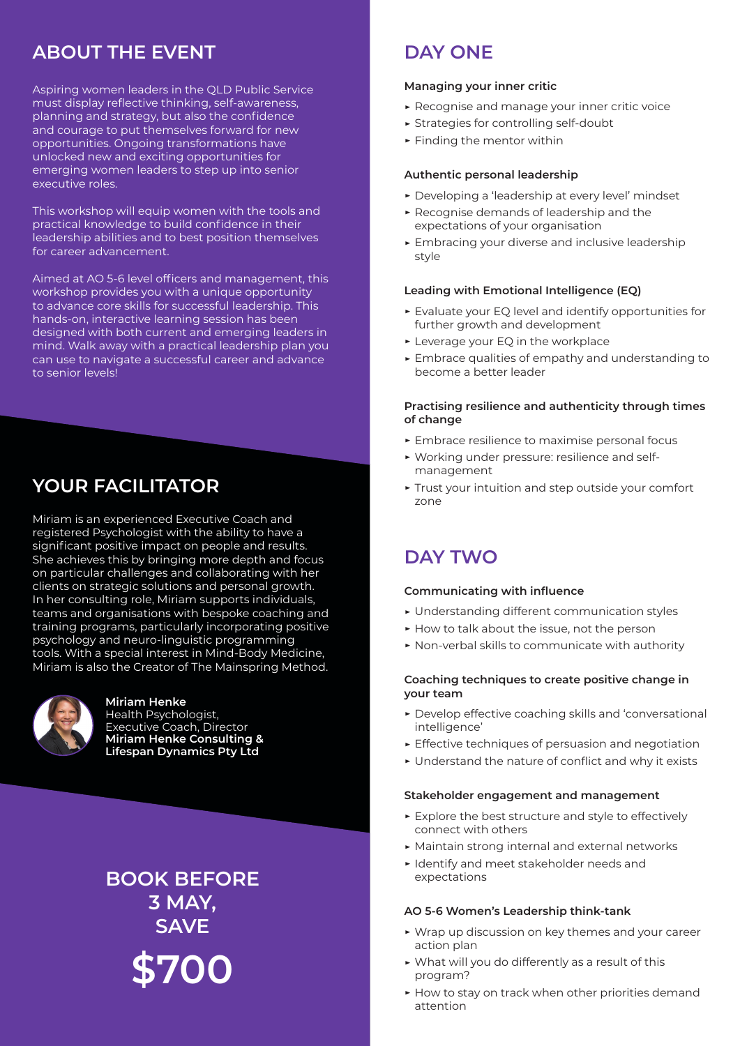## ABOUT THE EVENT

Aspiring women leaders in the QLD Public Service must display reflective thinking, self-awareness, planning and strategy, but also the confidence and courage to put themselves forward for new opportunities. Ongoing transformations have unlocked new and exciting opportunities for emerging women leaders to step up into senior executive roles.

This workshop will equip women with the tools and practical knowledge to build confidence in their leadership abilities and to best position themselves for career advancement.

Aimed at AO 5-6 level officers and management, this workshop provides you with a unique opportunity to advance core skills for successful leadership. This hands-on, interactive learning session has been designed with both current and emerging leaders in mind. Walk away with a practical leadership plan you can use to navigate a successful career and advance to senior levels!

## YOUR FACILITATOR

Miriam is an experienced Executive Coach and registered Psychologist with the ability to have a significant positive impact on people and results. She achieves this by bringing more depth and focus on particular challenges and collaborating with her clients on strategic solutions and personal growth. In her consulting role, Miriam supports individuals, teams and organisations with bespoke coaching and training programs, particularly incorporating positive psychology and neuro-linguistic programming tools. With a special interest in Mind-Body Medicine, Miriam is also the Creator of The Mainspring Method.

**Miriam Henke**
Health Psychologist,
Executive Coach, Director
**Miriam Henke Consulting & Lifespan Dynamics Pty Ltd**

**BOOK BEFORE 3 MAY, SAVE $700**

## DAY ONE

### Managing your inner critic

- Recognise and manage your inner critic voice
- Strategies for controlling self-doubt
- Finding the mentor within

### Authentic personal leadership

- Developing a 'leadership at every level' mindset
- Recognise demands of leadership and the expectations of your organisation
- Embracing your diverse and inclusive leadership style

### Leading with Emotional Intelligence (EQ)

- Evaluate your EQ level and identify opportunities for further growth and development
- Leverage your EQ in the workplace
- Embrace qualities of empathy and understanding to become a better leader

### Practising resilience and authenticity through times of change

- Embrace resilience to maximise personal focus
- Working under pressure: resilience and self-management
- Trust your intuition and step outside your comfort zone

## DAY TWO

### Communicating with influence

- Understanding different communication styles
- How to talk about the issue, not the person
- Non-verbal skills to communicate with authority

### Coaching techniques to create positive change in your team

- Develop effective coaching skills and 'conversational intelligence'
- Effective techniques of persuasion and negotiation
- Understand the nature of conflict and why it exists

### Stakeholder engagement and management

- Explore the best structure and style to effectively connect with others
- Maintain strong internal and external networks
- Identify and meet stakeholder needs and expectations

### AO 5-6 Women's Leadership think-tank

- Wrap up discussion on key themes and your career action plan
- What will you do differently as a result of this program?
- How to stay on track when other priorities demand attention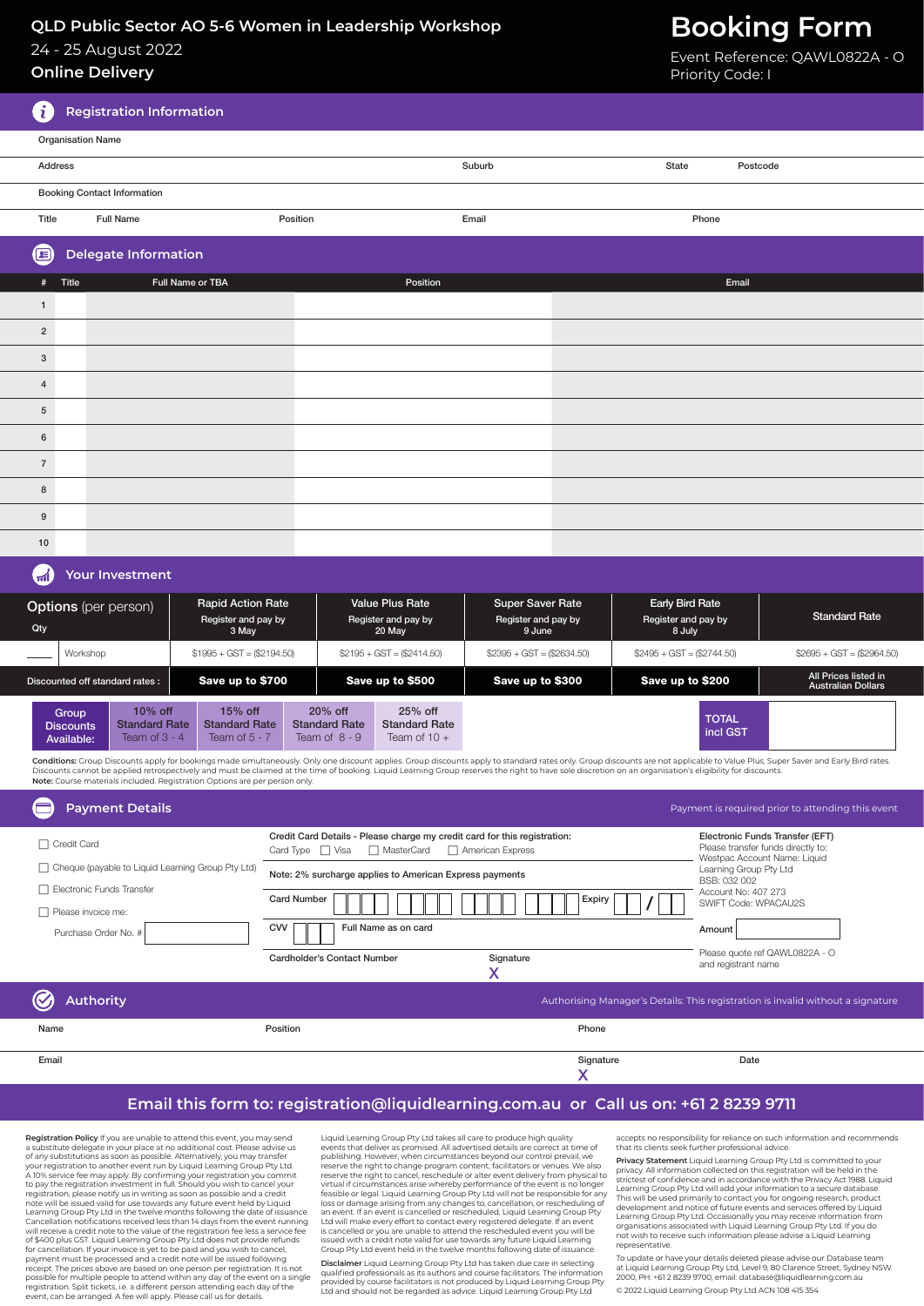# QLD Public Sector AO 5-6 Women in Leadership Workshop

24 - 25 August 2022

**Online Delivery**

# Booking Form

Event Reference: QAWL0822A - O

Priority Code: I

## Registration Information

Organisation Name

Address | Suburb | State | Postcode

Booking Contact Information

Title | Full Name | Position | Email | Phone

## Delegate Information

| # | Title | Full Name or TBA | Position | Email |
|---|---|---|---|---|
| 1 | | | | |
| 2 | | | | |
| 3 | | | | |
| 4 | | | | |
| 5 | | | | |
| 6 | | | | |
| 7 | | | | |
| 8 | | | | |
| 9 | | | | |
| 10 | | | | |

## Your Investment

| Options (per person) Qty | | Rapid Action Rate Register and pay by 3 May | Value Plus Rate Register and pay by 20 May | Super Saver Rate Register and pay by 9 June | Early Bird Rate Register and pay by 8 July | Standard Rate |
|---|---|---|---|---|---|---|
| ____ | Workshop | $1995 + GST = ($2194.50) | $2195 + GST = ($2414.50) | $2395 + GST = ($2634.50) | $2495 + GST = ($2744.50) | $2695 + GST = ($2964.50) |
| Discounted off standard rates : | | **Save up to $700** | **Save up to $500** | **Save up to $300** | **Save up to $200** | All Prices listed in Australian Dollars |

| Group Discounts Available: | 10% off Standard Rate Team of 3 - 4 | 15% off Standard Rate Team of 5 - 7 | 20% off Standard Rate Team of 8 - 9 | 25% off Standard Rate Team of 10 + |
|---|---|---|---|---|

TOTAL incl GST

**Conditions:** Group Discounts apply for bookings made simultaneously. Only one discount applies. Group discounts apply to standard rates only. Group discounts are not applicable to Value Plus, Super Saver and Early Bird rates. Discounts cannot be applied retrospectively and must be claimed at the time of booking. Liquid Learning Group reserves the right to have sole discretion on an organisation's eligibility for discounts.
**Note:** Course materials included. Registration Options are per person only.

## Payment Details

Payment is required prior to attending this event

- ☐ Credit Card
- ☐ Cheque (payable to Liquid Learning Group Pty Ltd)
- ☐ Electronic Funds Transfer
- ☐ Please invoice me:

Purchase Order No. #

Credit Card Details - Please charge my credit card for this registration:

Card Type ☐ Visa ☐ MasterCard ☐ American Express

Note: 2% surcharge applies to American Express payments

Card Number | Expiry /

CVV | Full Name as on card

Cardholder's Contact Number | Signature X

**Electronic Funds Transfer (EFT)**
Please transfer funds directly to:
Westpac Account Name: Liquid Learning Group Pty Ltd
BSB: 032 002
Account No: 407 273
SWIFT Code: WPACAU2S

Amount

Please quote ref QAWL0822A - O and registrant name

## Authority

Authorising Manager's Details: This registration is invalid without a signature

Name | Position | Phone

Email | Signature X | Date

**Email this form to: registration@liquidlearning.com.au or Call us on: +61 2 8239 9711**

**Registration Policy** If you are unable to attend this event, you may send a substitute delegate in your place at no additional cost. Please advise us of any substitutions as soon as possible. Alternatively, you may transfer your registration to another event run by Liquid Learning Group Pty Ltd. A 10% service fee may apply. By confirming your registration you commit to pay the registration investment in full. Should you wish to cancel your registration, please notify us in writing as soon as possible and a credit note will be issued valid for use towards any future event held by Liquid Learning Group Pty Ltd in the twelve months following the date of issuance. Cancellation notifications received less than 14 days from the event running will receive a credit note to the value of the registration fee less a service fee of $400 plus GST. Liquid Learning Group Pty Ltd does not provide refunds for cancellation. If your invoice is yet to be paid and you wish to cancel, payment must be processed and a credit note will be issued following receipt. The prices above are based on one person per registration. It is not possible for multiple people to attend within any day of the event on a single registration. Split tickets, i.e. a different person attending each day of the event, can be arranged. A fee will apply. Please call us for details.

Liquid Learning Group Pty Ltd takes all care to produce high quality events that deliver as promised. All advertised details are correct at time of publishing. However, when circumstances beyond our control prevail, we reserve the right to change program content, facilitators or venues. We also reserve the right to cancel, reschedule or alter event delivery from physical to virtual if circumstances arise whereby performance of the event is no longer feasible or legal. Liquid Learning Group Pty Ltd will not be responsible for any loss or damage arising from any changes to, cancellation, or rescheduling of an event. If an event is cancelled or rescheduled, Liquid Learning Group Pty Ltd will make every effort to contact every registered delegate. If an event is cancelled or you are unable to attend the rescheduled event you will be issued with a credit note valid for use towards any future Liquid Learning Group Pty Ltd event held in the twelve months following date of issuance.

**Disclaimer** Liquid Learning Group Pty Ltd has taken due care in selecting qualified professionals as its authors and course facilitators. The information provided by course facilitators is not produced by Liquid Learning Group Pty Ltd and should not be regarded as advice. Liquid Learning Group Pty Ltd accepts no responsibility for reliance on such information and recommends that its clients seek further professional advice.

**Privacy Statement** Liquid Learning Group Pty Ltd is committed to your privacy. All information collected on this registration will be held in the strictest of confidence and in accordance with the Privacy Act 1988. Liquid Learning Group Pty Ltd will add your information to a secure database. This will be used primarily to contact you for ongoing research, product development and notice of future events and services offered by Liquid Learning Group Pty Ltd. Occasionally you may receive information from organisations associated with Liquid Learning Group Pty Ltd. If you do not wish to receive such information please advise a Liquid Learning representative.

To update or have your details deleted please advise our Database team at Liquid Learning Group Pty Ltd, Level 9, 80 Clarence Street, Sydney NSW 2000, PH: +61 2 8239 9700, email: database@liquidlearning.com.au

© 2022 Liquid Learning Group Pty Ltd ACN 108 415 354